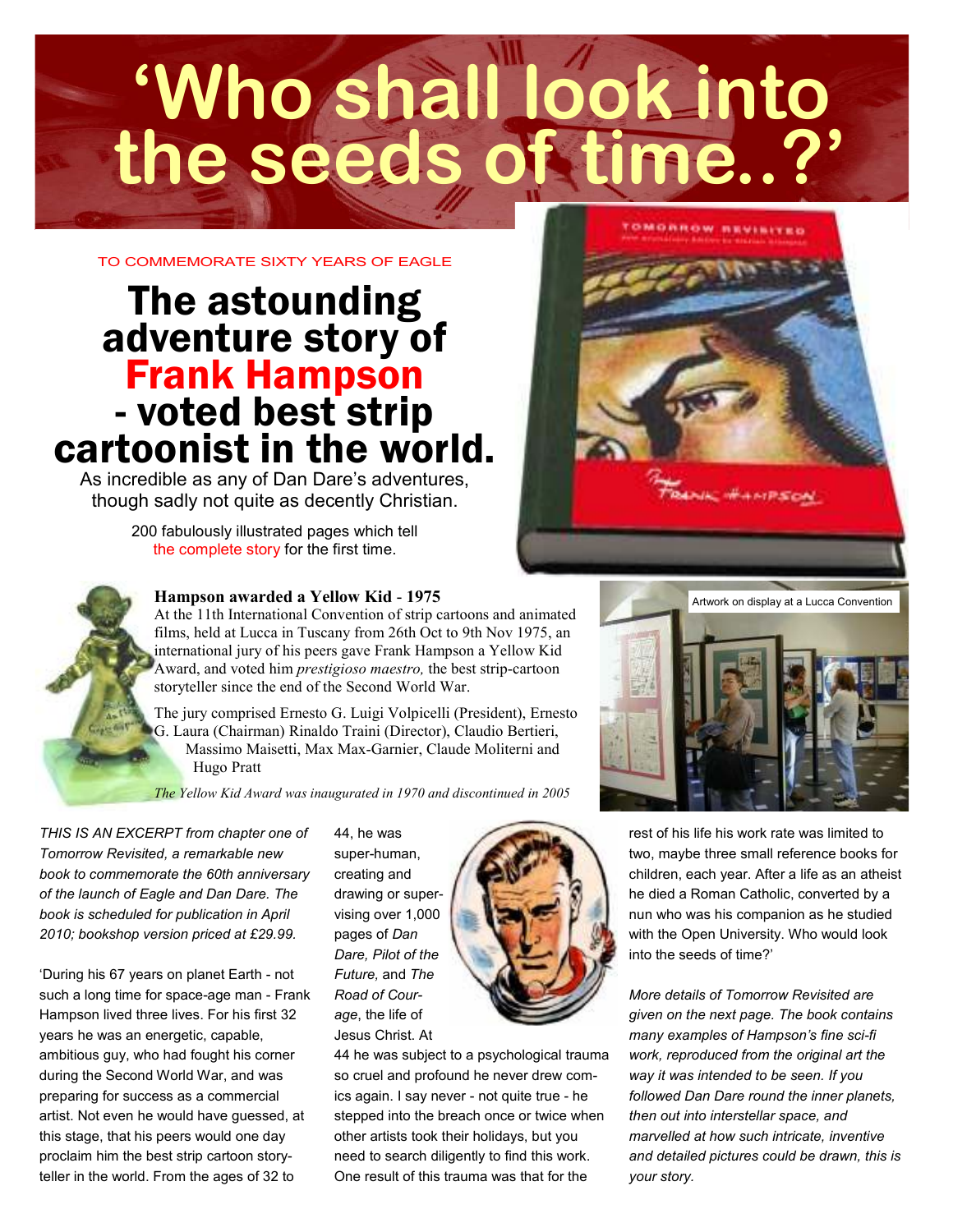# 'Who shall look into the seeds of time..?'

TO COMMEMORATE SIXTY YEARS OF EAGLE

## The astounding adventure story of Frank Hampson - voted best strip cartoonist in the world.

As incredible as any of Dan Dare's adventures, though sadly not quite as decently Christian.

200 fabulously illustrated pages which tell the complete story for the first time.

### Hampson awarded a Yellow Kid - 1975

At the 11th International Convention of strip cartoons and animated films, held at Lucca in Tuscany from 26th Oct to 9th Nov 1975, an international jury of his peers gave Frank Hampson a Yellow Kid Award, and voted him *prestigioso maestro,* the best strip-cartoon storyteller since the end of the Second World War.

The jury comprised Ernesto G. Luigi Volpicelli (President), Ernesto G. Laura (Chairman) Rinaldo Traini (Director), Claudio Bertieri, Massimo Maisetti, Max Max-Garnier, Claude Moliterni and Hugo Pratt

*The Yellow Kid Award was inaugurated in 1970 and discontinued in 2005*

Artwork on display at a Lucca Convention

*THIS IS AN EXCERPT from chapter one of Tomorrow Revisited, a remarkable new book to commemorate the 60th anniversary of the launch of Eagle and Dan Dare. The book is scheduled for publication in April 2010; bookshop version priced at £29.99.*

'During his 67 years on planet Earth - not such a long time for space-age man - Frank Hampson lived three lives. For his first 32 years he was an energetic, capable, ambitious guy, who had fought his corner during the Second World War, and was preparing for success as a commercial artist. Not even he would have guessed, at this stage, that his peers would one day proclaim him the best strip cartoon storyteller in the world. From the ages of 32 to 44, he was super-human, creating and drawing or supervising over 1,000 pages of *Dan Dare, Pilot of the Future,* and *The Road of Courage*, the life of Jesus Christ. At 44 he was subject to a psychological trauma so cruel and profound he never drew comics again. I say never - not quite true - he stepped into the breach once or twice when other artists took their holidays, but you need to search diligently to find this work. One result of this trauma was that for the rest of his life his work rate was limited to two, maybe three small reference books for children, each year. After a life as an atheist he died a Roman Catholic, converted by a nun who was his companion as he studied with the Open University. Who would look into the seeds of time?'

*More details of Tomorrow Revisited are given on the next page. The book contains many examples of Hampson's fine sci-fi work, reproduced from the original art the way it was intended to be seen. If you followed Dan Dare round the inner planets, then out into interstellar space, and marvelled at how such intricate, inventive and detailed pictures could be drawn, this is your story.*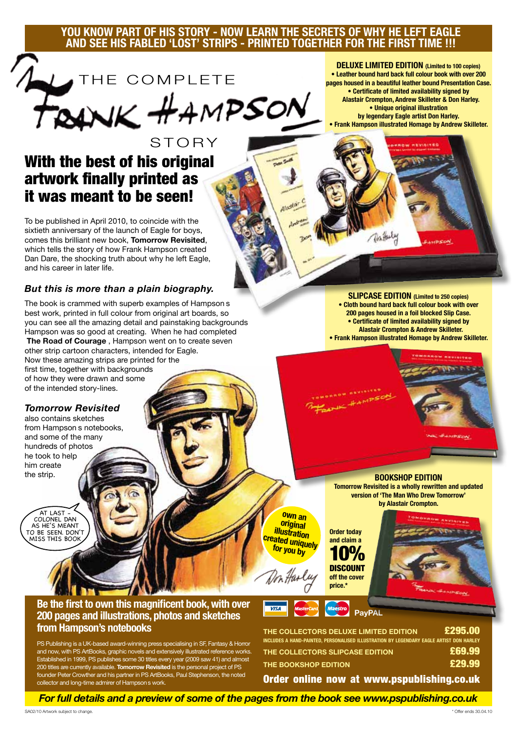# YOU KNOW PART OF HIS STORY - NOW LEARN THE SECRETS OF WHY HE LEFT EAGLE AND SEE HIS FABLED 'LOST' STRIPS - PRINTED TOGETHER FOR THE FIRST TIME !!!

## THE COMPLETE FRANK HAMPSON STORY

## With the best of his original artwork finally printed as it was meant to be seen!

To be published in April 2010, to coincide with the sixtieth anniversary of the launch of Eagle for boys, comes this brilliant new book, **Tomorrow Revisited**, which tells the story of how Frank Hampson created Dan Dare, the shocking truth about why he left Eagle, and his career in later life.

### *But this is more than a plain biography.*

The book is crammed with superb examples of Hampson s best work, printed in full colour from original art boards, so you can see all the amazing detail and painstaking backgrounds Hampson was so good at creating. When he had completed **The Road of Courage** , Hampson went on to create seven other strip cartoon characters, intended for Eagle. Now these amazing strips are printed for the first time, together with backgrounds of how they were drawn and some of the intended story-lines.

***Tomorrow Revisited*** also contains sketches from Hampson s notebooks, and some of the many hundreds of photos he took to help him create the strip.

AT LAST – COLONEL DAN AS HE'S MEANT TO BE SEEN. DON'T MISS THIS BOOK

**DELUXE LIMITED EDITION** (Limited to 100 copies)

- Leather bound hard back full colour book with over 200 pages housed in a beautiful leather bound Presentation Case.
- Certificate of limited availability signed by Alastair Crompton, Andrew Skilleter & Don Harley.
- Unique original illustration by legendary Eagle artist Don Harley.
- Frank Hampson illustrated Homage by Andrew Skilleter.

**SLIPCASE EDITION** (Limited to 250 copies)

- Cloth bound hard back full colour book with over 200 pages housed in a foil blocked Slip Case.
- Certificate of limited availability signed by Alastair Crompton & Andrew Skilleter.
- Frank Hampson illustrated Homage by Andrew Skilleter.

**BOOKSHOP EDITION**

Tomorrow Revisited is a wholly rewritten and updated version of 'The Man Who Drew Tomorrow' by Alastair Crompton.

Own an original illustration created uniquely for you by Don Harley

Order today and claim a **10% DISCOUNT** off the cover price.*

## Be the first to own this magnificent book, with over 200 pages and illustrations, photos and sketches from Hampson's notebooks

PS Publishing is a UK-based award-winning press specialising in SF, Fantasy & Horror and now, with PS ArtBooks, graphic novels and extensively illustrated reference works. Established in 1999, PS publishes some 30 titles every year (2009 saw 41) and almost 200 titles are currently available. **Tomorrow Revisited** is the personal project of PS founder Peter Crowther and his partner in PS ArtBooks, Paul Stephenson, the noted collector and long-time admirer of Hampson s work.

VISA MasterCard Maestro PayPAL

| | |
|---|---|
| THE COLLECTORS DELUXE LIMITED EDITION<br>INCLUDES A HAND-PAINTED, PERSONALISED ILLUSTRATION BY LEGENDARY EAGLE ARTIST DON HARLEY | £295.00 |
| THE COLLECTORS SLIPCASE EDITION | £69.99 |
| THE BOOKSHOP EDITION | £29.99 |

**Order online now at www.pspublishing.co.uk**

***For full details and a preview of some of the pages from the book see www.pspublishing.co.uk***

SA02/10 Artwork subject to change.

* Offer ends 30.04.10